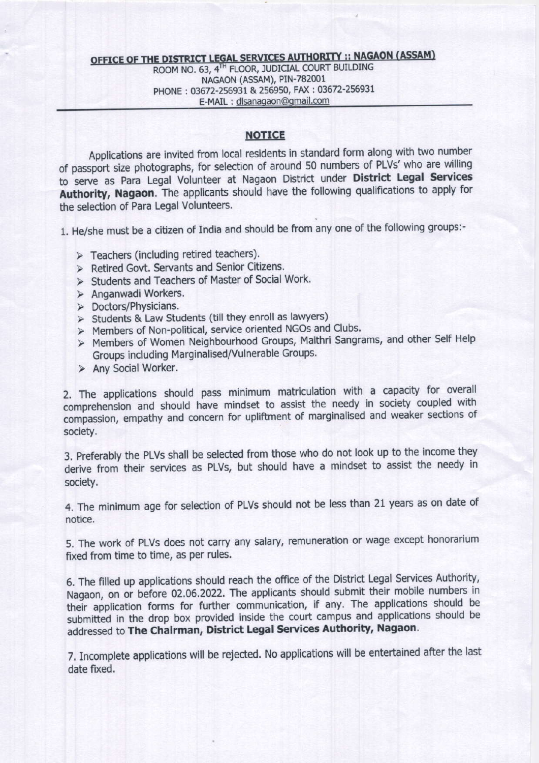**OFFICE OF THE DISTRICT LEGAL SERVICES AUTHORITY :: NAGAON (ASSAM)**

ROOM NO. 63, 4TH FLOOR, JUDICIAL COURT BUILDING
NAGAON (ASSAM), PIN-782001
PHONE : 03672-256931 & 256950, FAX : 03672-256931
E-MAIL : dlsanagaon@gmail.com

## NOTICE

Applications are invited from local residents in standard form along with two number of passport size photographs, for selection of around 50 numbers of PLVs' who are willing to serve as Para Legal Volunteer at Nagaon District under **District Legal Services Authority, Nagaon**. The applicants should have the following qualifications to apply for the selection of Para Legal Volunteers.

1. He/she must be a citizen of India and should be from any one of the following groups:-

   - Teachers (including retired teachers).
   - Retired Govt. Servants and Senior Citizens.
   - Students and Teachers of Master of Social Work.
   - Anganwadi Workers.
   - Doctors/Physicians.
   - Students & Law Students (till they enroll as lawyers)
   - Members of Non-political, service oriented NGOs and Clubs.
   - Members of Women Neighbourhood Groups, Maithri Sangrams, and other Self Help Groups including Marginalised/Vulnerable Groups.
   - Any Social Worker.

2. The applications should pass minimum matriculation with a capacity for overall comprehension and should have mindset to assist the needy in society coupled with compassion, empathy and concern for upliftment of marginalised and weaker sections of society.

3. Preferably the PLVs shall be selected from those who do not look up to the income they derive from their services as PLVs, but should have a mindset to assist the needy in society.

4. The minimum age for selection of PLVs should not be less than 21 years as on date of notice.

5. The work of PLVs does not carry any salary, remuneration or wage except honorarium fixed from time to time, as per rules.

6. The filled up applications should reach the office of the District Legal Services Authority, Nagaon, on or before 02.06.2022. The applicants should submit their mobile numbers in their application forms for further communication, if any. The applications should be submitted in the drop box provided inside the court campus and applications should be addressed to **The Chairman, District Legal Services Authority, Nagaon**.

7. Incomplete applications will be rejected. No applications will be entertained after the last date fixed.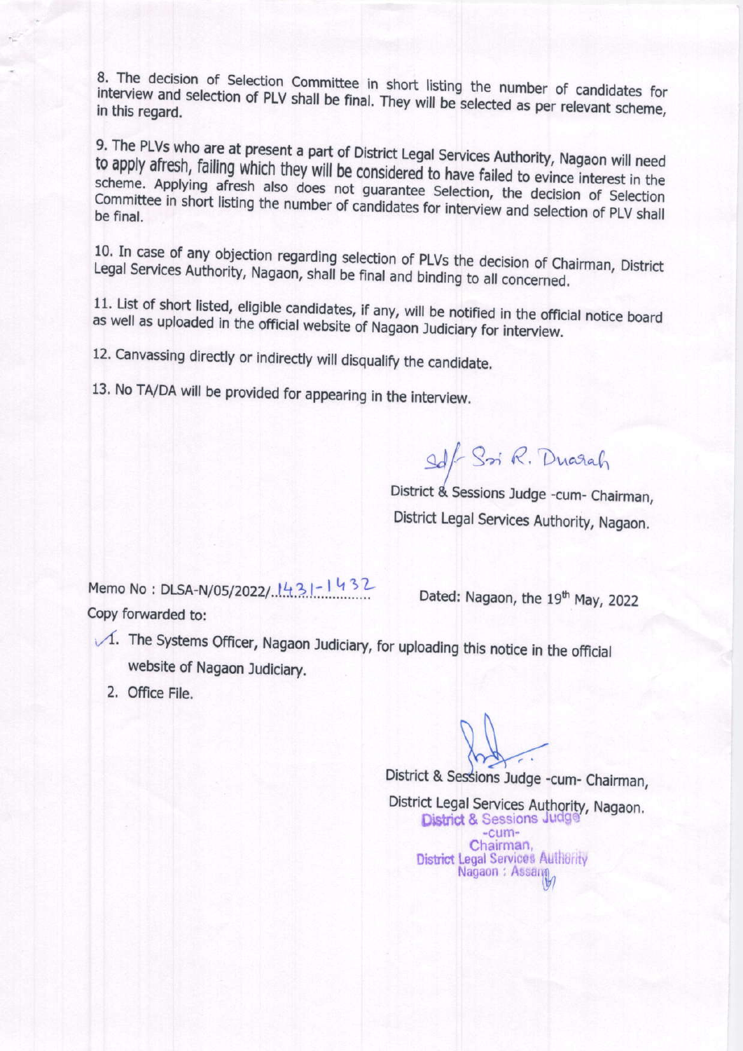8. The decision of Selection Committee in short listing the number of candidates for interview and selection of PLV shall be final. They will be selected as per relevant scheme, in this regard.

9. The PLVs who are at present a part of District Legal Services Authority, Nagaon will need to apply afresh, failing which they will be considered to have failed to evince interest in the scheme. Applying afresh also does not guarantee Selection, the decision of Selection Committee in short listing the number of candidates for interview and selection of PLV shall be final.

10. In case of any objection regarding selection of PLVs the decision of Chairman, District Legal Services Authority, Nagaon, shall be final and binding to all concerned.

11. List of short listed, eligible candidates, if any, will be notified in the official notice board as well as uploaded in the official website of Nagaon Judiciary for interview.

12. Canvassing directly or indirectly will disqualify the candidate.

13. No TA/DA will be provided for appearing in the interview.

Sd/- Sri R. Duarah

District & Sessions Judge -cum- Chairman,
District Legal Services Authority, Nagaon.

Memo No : DLSA-N/05/2022/1431-1432 Dated: Nagaon, the 19th May, 2022

Copy forwarded to:

1. The Systems Officer, Nagaon Judiciary, for uploading this notice in the official website of Nagaon Judiciary.
2. Office File.

District & Sessions Judge -cum- Chairman,
District Legal Services Authority, Nagaon.

District & Sessions Judge
-cum-
Chairman,
District Legal Services Authority
Nagaon : Assam